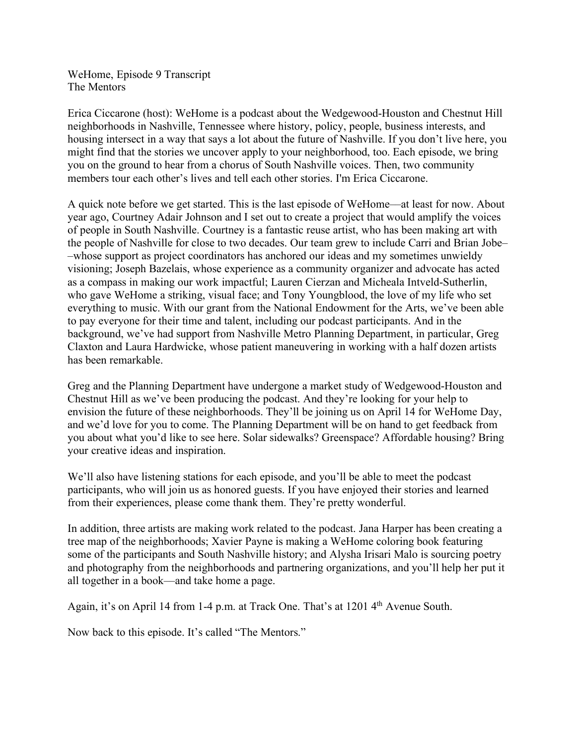WeHome, Episode 9 Transcript
The Mentors

Erica Ciccarone (host): WeHome is a podcast about the Wedgewood-Houston and Chestnut Hill neighborhoods in Nashville, Tennessee where history, policy, people, business interests, and housing intersect in a way that says a lot about the future of Nashville. If you don't live here, you might find that the stories we uncover apply to your neighborhood, too. Each episode, we bring you on the ground to hear from a chorus of South Nashville voices. Then, two community members tour each other's lives and tell each other stories. I'm Erica Ciccarone.

A quick note before we get started. This is the last episode of WeHome—at least for now. About year ago, Courtney Adair Johnson and I set out to create a project that would amplify the voices of people in South Nashville. Courtney is a fantastic reuse artist, who has been making art with the people of Nashville for close to two decades. Our team grew to include Carri and Brian Jobe––whose support as project coordinators has anchored our ideas and my sometimes unwieldy visioning; Joseph Bazelais, whose experience as a community organizer and advocate has acted as a compass in making our work impactful; Lauren Cierzan and Micheala Intveld-Sutherlin, who gave WeHome a striking, visual face; and Tony Youngblood, the love of my life who set everything to music. With our grant from the National Endowment for the Arts, we've been able to pay everyone for their time and talent, including our podcast participants. And in the background, we've had support from Nashville Metro Planning Department, in particular, Greg Claxton and Laura Hardwicke, whose patient maneuvering in working with a half dozen artists has been remarkable.

Greg and the Planning Department have undergone a market study of Wedgewood-Houston and Chestnut Hill as we've been producing the podcast. And they're looking for your help to envision the future of these neighborhoods. They'll be joining us on April 14 for WeHome Day, and we'd love for you to come. The Planning Department will be on hand to get feedback from you about what you'd like to see here. Solar sidewalks? Greenspace? Affordable housing? Bring your creative ideas and inspiration.

We'll also have listening stations for each episode, and you'll be able to meet the podcast participants, who will join us as honored guests. If you have enjoyed their stories and learned from their experiences, please come thank them. They're pretty wonderful.

In addition, three artists are making work related to the podcast. Jana Harper has been creating a tree map of the neighborhoods; Xavier Payne is making a WeHome coloring book featuring some of the participants and South Nashville history; and Alysha Irisari Malo is sourcing poetry and photography from the neighborhoods and partnering organizations, and you'll help her put it all together in a book—and take home a page.

Again, it's on April 14 from 1-4 p.m. at Track One. That's at 1201 4th Avenue South.

Now back to this episode. It's called "The Mentors."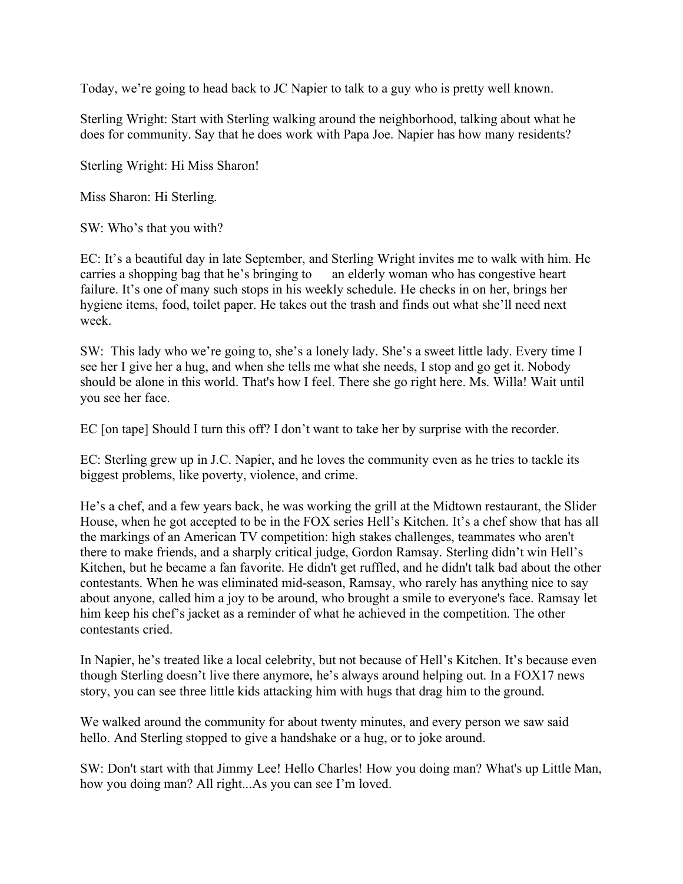Today, we're going to head back to JC Napier to talk to a guy who is pretty well known.

Sterling Wright: Start with Sterling walking around the neighborhood, talking about what he does for community. Say that he does work with Papa Joe. Napier has how many residents?

Sterling Wright: Hi Miss Sharon!

Miss Sharon: Hi Sterling.

SW: Who's that you with?

EC: It's a beautiful day in late September, and Sterling Wright invites me to walk with him. He carries a shopping bag that he's bringing to an elderly woman who has congestive heart failure. It's one of many such stops in his weekly schedule. He checks in on her, brings her hygiene items, food, toilet paper. He takes out the trash and finds out what she'll need next week.

SW: This lady who we're going to, she's a lonely lady. She's a sweet little lady. Every time I see her I give her a hug, and when she tells me what she needs, I stop and go get it. Nobody should be alone in this world. That's how I feel. There she go right here. Ms. Willa! Wait until you see her face.

EC [on tape] Should I turn this off? I don't want to take her by surprise with the recorder.

EC: Sterling grew up in J.C. Napier, and he loves the community even as he tries to tackle its biggest problems, like poverty, violence, and crime.

He's a chef, and a few years back, he was working the grill at the Midtown restaurant, the Slider House, when he got accepted to be in the FOX series Hell's Kitchen. It's a chef show that has all the markings of an American TV competition: high stakes challenges, teammates who aren't there to make friends, and a sharply critical judge, Gordon Ramsay. Sterling didn't win Hell's Kitchen, but he became a fan favorite. He didn't get ruffled, and he didn't talk bad about the other contestants. When he was eliminated mid-season, Ramsay, who rarely has anything nice to say about anyone, called him a joy to be around, who brought a smile to everyone's face. Ramsay let him keep his chef's jacket as a reminder of what he achieved in the competition. The other contestants cried.

In Napier, he's treated like a local celebrity, but not because of Hell's Kitchen. It's because even though Sterling doesn't live there anymore, he's always around helping out. In a FOX17 news story, you can see three little kids attacking him with hugs that drag him to the ground.

We walked around the community for about twenty minutes, and every person we saw said hello. And Sterling stopped to give a handshake or a hug, or to joke around.

SW: Don't start with that Jimmy Lee! Hello Charles! How you doing man? What's up Little Man, how you doing man? All right...As you can see I'm loved.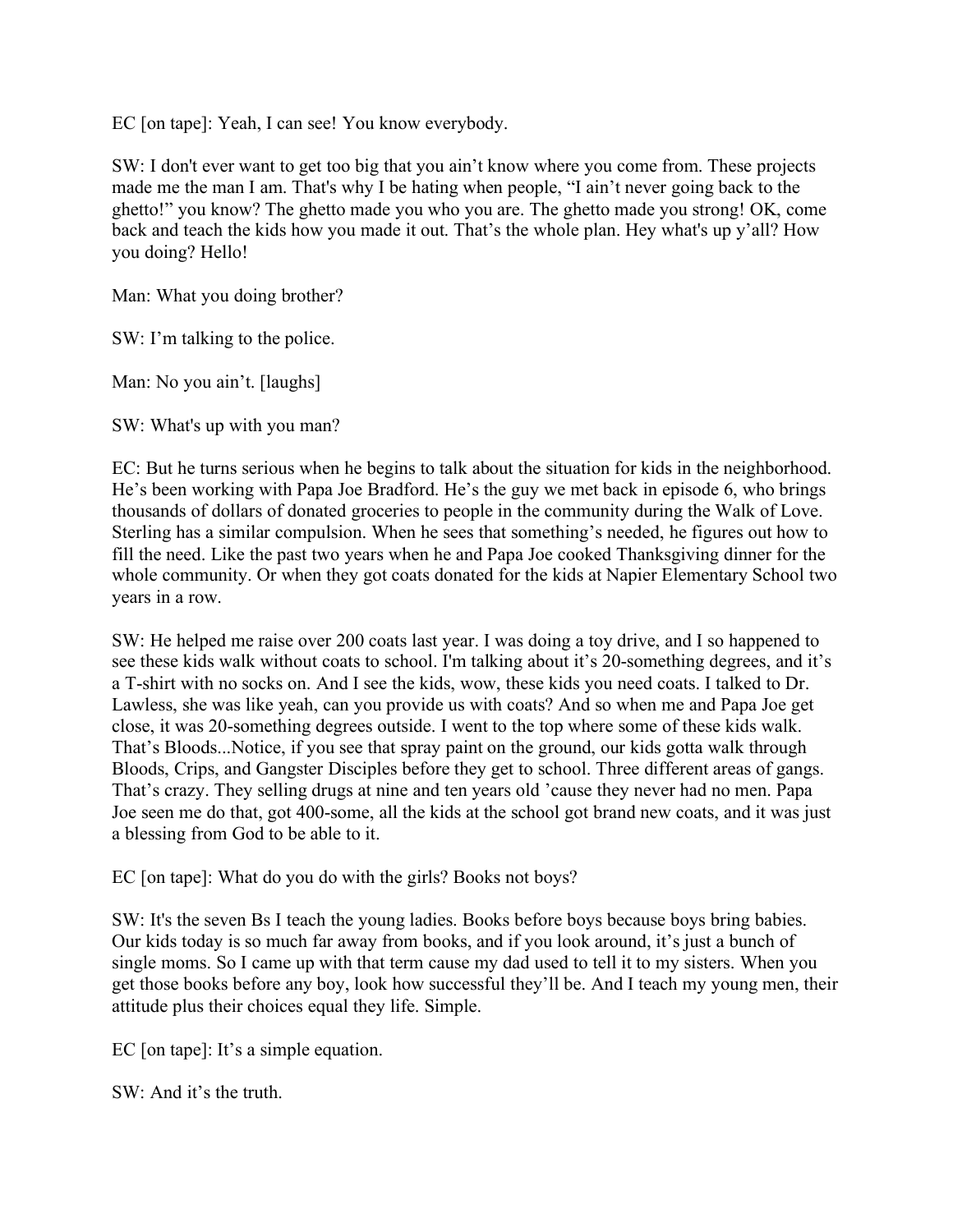EC [on tape]: Yeah, I can see! You know everybody.

SW: I don't ever want to get too big that you ain't know where you come from. These projects made me the man I am. That's why I be hating when people, "I ain't never going back to the ghetto!" you know? The ghetto made you who you are. The ghetto made you strong! OK, come back and teach the kids how you made it out. That's the whole plan. Hey what's up y'all? How you doing? Hello!

Man: What you doing brother?

SW: I'm talking to the police.

Man: No you ain't. [laughs]

SW: What's up with you man?

EC: But he turns serious when he begins to talk about the situation for kids in the neighborhood. He's been working with Papa Joe Bradford. He's the guy we met back in episode 6, who brings thousands of dollars of donated groceries to people in the community during the Walk of Love. Sterling has a similar compulsion. When he sees that something's needed, he figures out how to fill the need. Like the past two years when he and Papa Joe cooked Thanksgiving dinner for the whole community. Or when they got coats donated for the kids at Napier Elementary School two years in a row.

SW: He helped me raise over 200 coats last year. I was doing a toy drive, and I so happened to see these kids walk without coats to school. I'm talking about it's 20-something degrees, and it's a T-shirt with no socks on. And I see the kids, wow, these kids you need coats. I talked to Dr. Lawless, she was like yeah, can you provide us with coats? And so when me and Papa Joe get close, it was 20-something degrees outside. I went to the top where some of these kids walk. That's Bloods...Notice, if you see that spray paint on the ground, our kids gotta walk through Bloods, Crips, and Gangster Disciples before they get to school. Three different areas of gangs. That's crazy. They selling drugs at nine and ten years old 'cause they never had no men. Papa Joe seen me do that, got 400-some, all the kids at the school got brand new coats, and it was just a blessing from God to be able to it.

EC [on tape]: What do you do with the girls? Books not boys?

SW: It's the seven Bs I teach the young ladies. Books before boys because boys bring babies. Our kids today is so much far away from books, and if you look around, it's just a bunch of single moms. So I came up with that term cause my dad used to tell it to my sisters. When you get those books before any boy, look how successful they'll be. And I teach my young men, their attitude plus their choices equal they life. Simple.

EC [on tape]: It's a simple equation.

SW: And it's the truth.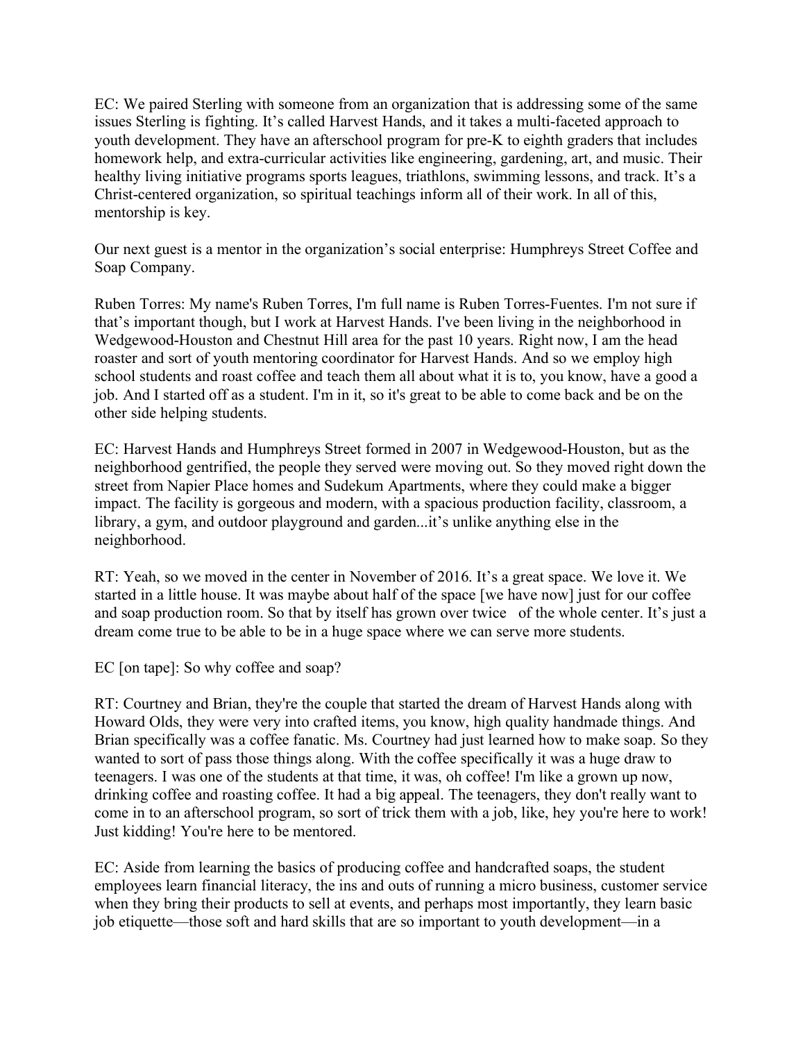EC: We paired Sterling with someone from an organization that is addressing some of the same issues Sterling is fighting. It's called Harvest Hands, and it takes a multi-faceted approach to youth development. They have an afterschool program for pre-K to eighth graders that includes homework help, and extra-curricular activities like engineering, gardening, art, and music. Their healthy living initiative programs sports leagues, triathlons, swimming lessons, and track. It's a Christ-centered organization, so spiritual teachings inform all of their work. In all of this, mentorship is key.

Our next guest is a mentor in the organization's social enterprise: Humphreys Street Coffee and Soap Company.

Ruben Torres: My name's Ruben Torres, I'm full name is Ruben Torres-Fuentes. I'm not sure if that's important though, but I work at Harvest Hands. I've been living in the neighborhood in Wedgewood-Houston and Chestnut Hill area for the past 10 years. Right now, I am the head roaster and sort of youth mentoring coordinator for Harvest Hands. And so we employ high school students and roast coffee and teach them all about what it is to, you know, have a good a job. And I started off as a student. I'm in it, so it's great to be able to come back and be on the other side helping students.

EC: Harvest Hands and Humphreys Street formed in 2007 in Wedgewood-Houston, but as the neighborhood gentrified, the people they served were moving out. So they moved right down the street from Napier Place homes and Sudekum Apartments, where they could make a bigger impact. The facility is gorgeous and modern, with a spacious production facility, classroom, a library, a gym, and outdoor playground and garden...it's unlike anything else in the neighborhood.

RT: Yeah, so we moved in the center in November of 2016. It's a great space. We love it. We started in a little house. It was maybe about half of the space [we have now] just for our coffee and soap production room. So that by itself has grown over twice of the whole center. It's just a dream come true to be able to be in a huge space where we can serve more students.

EC [on tape]: So why coffee and soap?

RT: Courtney and Brian, they're the couple that started the dream of Harvest Hands along with Howard Olds, they were very into crafted items, you know, high quality handmade things. And Brian specifically was a coffee fanatic. Ms. Courtney had just learned how to make soap. So they wanted to sort of pass those things along. With the coffee specifically it was a huge draw to teenagers. I was one of the students at that time, it was, oh coffee! I'm like a grown up now, drinking coffee and roasting coffee. It had a big appeal. The teenagers, they don't really want to come in to an afterschool program, so sort of trick them with a job, like, hey you're here to work! Just kidding! You're here to be mentored.

EC: Aside from learning the basics of producing coffee and handcrafted soaps, the student employees learn financial literacy, the ins and outs of running a micro business, customer service when they bring their products to sell at events, and perhaps most importantly, they learn basic job etiquette—those soft and hard skills that are so important to youth development—in a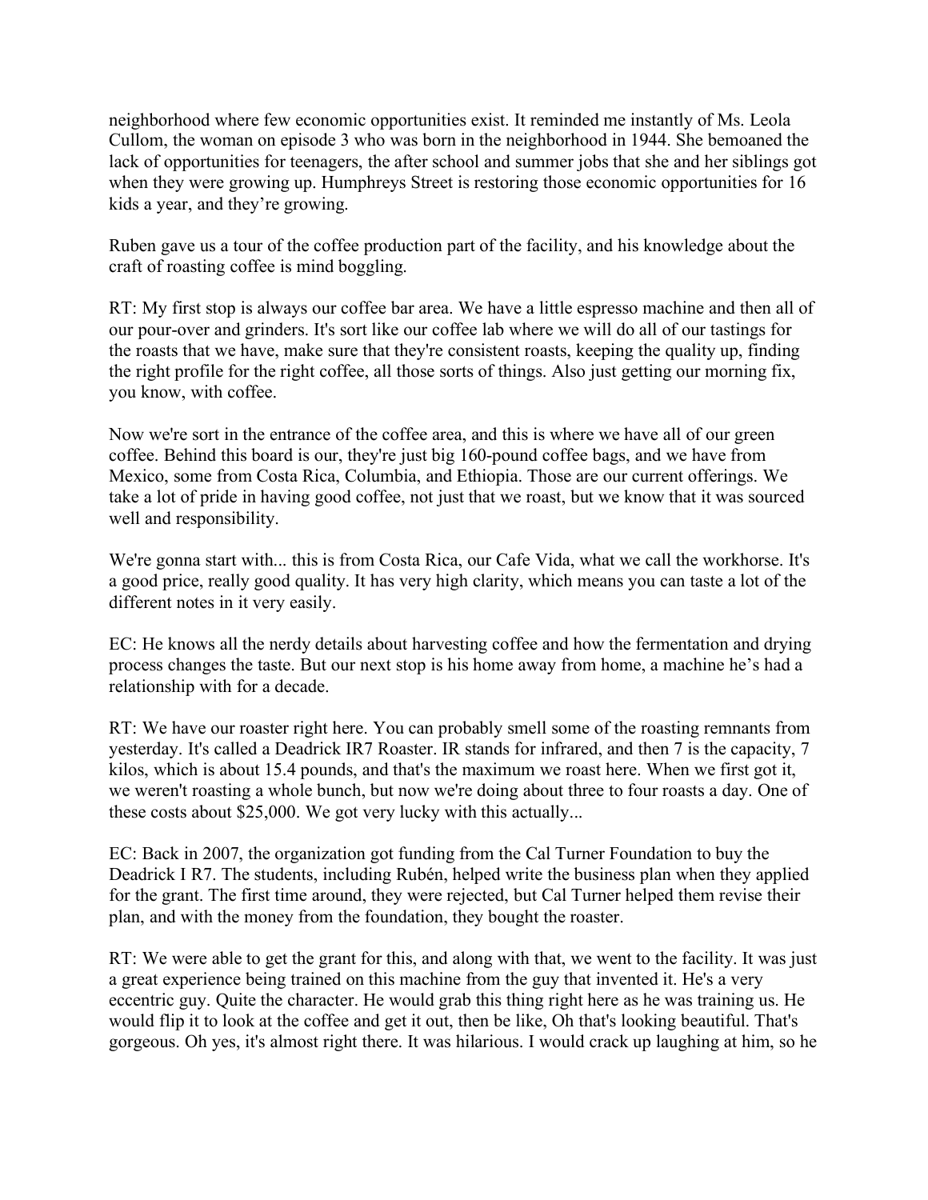neighborhood where few economic opportunities exist. It reminded me instantly of Ms. Leola Cullom, the woman on episode 3 who was born in the neighborhood in 1944. She bemoaned the lack of opportunities for teenagers, the after school and summer jobs that she and her siblings got when they were growing up. Humphreys Street is restoring those economic opportunities for 16 kids a year, and they're growing.

Ruben gave us a tour of the coffee production part of the facility, and his knowledge about the craft of roasting coffee is mind boggling.

RT: My first stop is always our coffee bar area. We have a little espresso machine and then all of our pour-over and grinders. It's sort like our coffee lab where we will do all of our tastings for the roasts that we have, make sure that they're consistent roasts, keeping the quality up, finding the right profile for the right coffee, all those sorts of things. Also just getting our morning fix, you know, with coffee.

Now we're sort in the entrance of the coffee area, and this is where we have all of our green coffee. Behind this board is our, they're just big 160-pound coffee bags, and we have from Mexico, some from Costa Rica, Columbia, and Ethiopia. Those are our current offerings. We take a lot of pride in having good coffee, not just that we roast, but we know that it was sourced well and responsibility.

We're gonna start with... this is from Costa Rica, our Cafe Vida, what we call the workhorse. It's a good price, really good quality. It has very high clarity, which means you can taste a lot of the different notes in it very easily.

EC: He knows all the nerdy details about harvesting coffee and how the fermentation and drying process changes the taste. But our next stop is his home away from home, a machine he's had a relationship with for a decade.

RT: We have our roaster right here. You can probably smell some of the roasting remnants from yesterday. It's called a Deadrick IR7 Roaster. IR stands for infrared, and then 7 is the capacity, 7 kilos, which is about 15.4 pounds, and that's the maximum we roast here. When we first got it, we weren't roasting a whole bunch, but now we're doing about three to four roasts a day. One of these costs about $25,000. We got very lucky with this actually...

EC: Back in 2007, the organization got funding from the Cal Turner Foundation to buy the Deadrick I R7. The students, including Rubén, helped write the business plan when they applied for the grant. The first time around, they were rejected, but Cal Turner helped them revise their plan, and with the money from the foundation, they bought the roaster.

RT: We were able to get the grant for this, and along with that, we went to the facility. It was just a great experience being trained on this machine from the guy that invented it. He's a very eccentric guy. Quite the character. He would grab this thing right here as he was training us. He would flip it to look at the coffee and get it out, then be like, Oh that's looking beautiful. That's gorgeous. Oh yes, it's almost right there. It was hilarious. I would crack up laughing at him, so he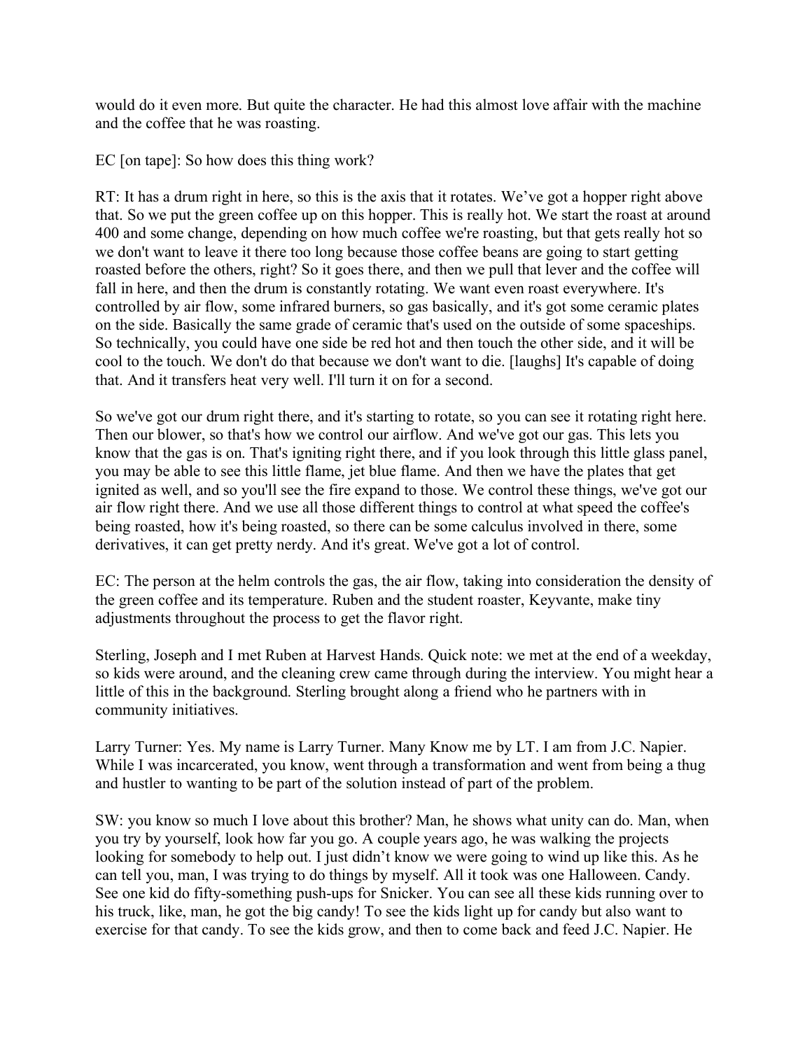would do it even more. But quite the character. He had this almost love affair with the machine and the coffee that he was roasting.

EC [on tape]: So how does this thing work?

RT: It has a drum right in here, so this is the axis that it rotates. We’ve got a hopper right above that. So we put the green coffee up on this hopper. This is really hot. We start the roast at around 400 and some change, depending on how much coffee we're roasting, but that gets really hot so we don't want to leave it there too long because those coffee beans are going to start getting roasted before the others, right? So it goes there, and then we pull that lever and the coffee will fall in here, and then the drum is constantly rotating. We want even roast everywhere. It's controlled by air flow, some infrared burners, so gas basically, and it's got some ceramic plates on the side. Basically the same grade of ceramic that's used on the outside of some spaceships. So technically, you could have one side be red hot and then touch the other side, and it will be cool to the touch. We don't do that because we don't want to die. [laughs] It's capable of doing that. And it transfers heat very well. I'll turn it on for a second.

So we've got our drum right there, and it's starting to rotate, so you can see it rotating right here. Then our blower, so that's how we control our airflow. And we've got our gas. This lets you know that the gas is on. That's igniting right there, and if you look through this little glass panel, you may be able to see this little flame, jet blue flame. And then we have the plates that get ignited as well, and so you'll see the fire expand to those. We control these things, we've got our air flow right there. And we use all those different things to control at what speed the coffee's being roasted, how it's being roasted, so there can be some calculus involved in there, some derivatives, it can get pretty nerdy. And it's great. We've got a lot of control.

EC: The person at the helm controls the gas, the air flow, taking into consideration the density of the green coffee and its temperature. Ruben and the student roaster, Keyvante, make tiny adjustments throughout the process to get the flavor right.

Sterling, Joseph and I met Ruben at Harvest Hands. Quick note: we met at the end of a weekday, so kids were around, and the cleaning crew came through during the interview. You might hear a little of this in the background. Sterling brought along a friend who he partners with in community initiatives.

Larry Turner: Yes. My name is Larry Turner. Many Know me by LT. I am from J.C. Napier. While I was incarcerated, you know, went through a transformation and went from being a thug and hustler to wanting to be part of the solution instead of part of the problem.

SW: you know so much I love about this brother? Man, he shows what unity can do. Man, when you try by yourself, look how far you go. A couple years ago, he was walking the projects looking for somebody to help out. I just didn’t know we were going to wind up like this. As he can tell you, man, I was trying to do things by myself. All it took was one Halloween. Candy. See one kid do fifty-something push-ups for Snicker. You can see all these kids running over to his truck, like, man, he got the big candy! To see the kids light up for candy but also want to exercise for that candy. To see the kids grow, and then to come back and feed J.C. Napier. He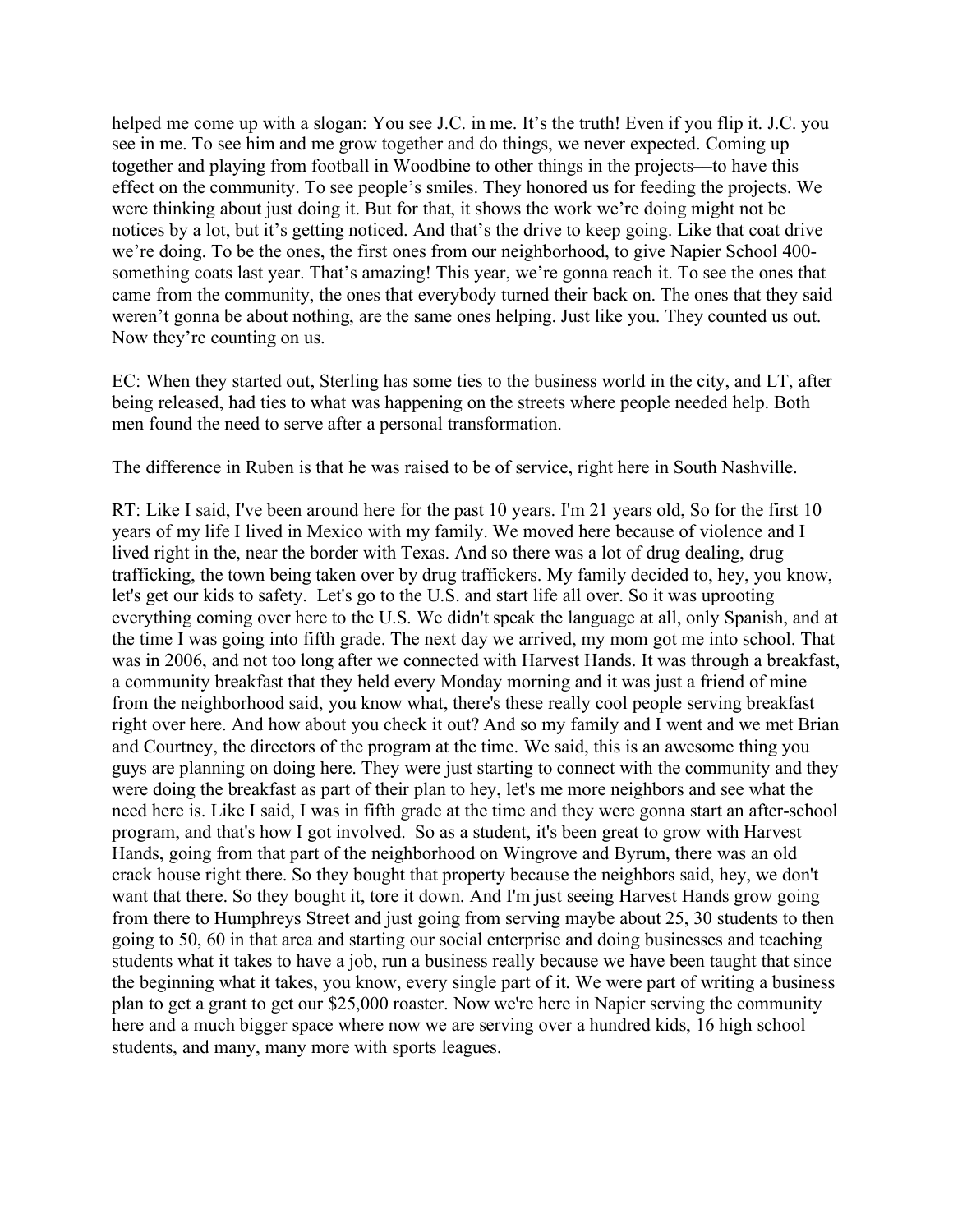helped me come up with a slogan: You see J.C. in me. It's the truth! Even if you flip it. J.C. you see in me. To see him and me grow together and do things, we never expected. Coming up together and playing from football in Woodbine to other things in the projects—to have this effect on the community. To see people's smiles. They honored us for feeding the projects. We were thinking about just doing it. But for that, it shows the work we're doing might not be notices by a lot, but it's getting noticed. And that's the drive to keep going. Like that coat drive we're doing. To be the ones, the first ones from our neighborhood, to give Napier School 400-something coats last year. That's amazing! This year, we're gonna reach it. To see the ones that came from the community, the ones that everybody turned their back on. The ones that they said weren't gonna be about nothing, are the same ones helping. Just like you. They counted us out. Now they're counting on us.

EC: When they started out, Sterling has some ties to the business world in the city, and LT, after being released, had ties to what was happening on the streets where people needed help. Both men found the need to serve after a personal transformation.

The difference in Ruben is that he was raised to be of service, right here in South Nashville.

RT: Like I said, I've been around here for the past 10 years. I'm 21 years old, So for the first 10 years of my life I lived in Mexico with my family. We moved here because of violence and I lived right in the, near the border with Texas. And so there was a lot of drug dealing, drug trafficking, the town being taken over by drug traffickers. My family decided to, hey, you know, let's get our kids to safety. Let's go to the U.S. and start life all over. So it was uprooting everything coming over here to the U.S. We didn't speak the language at all, only Spanish, and at the time I was going into fifth grade. The next day we arrived, my mom got me into school. That was in 2006, and not too long after we connected with Harvest Hands. It was through a breakfast, a community breakfast that they held every Monday morning and it was just a friend of mine from the neighborhood said, you know what, there's these really cool people serving breakfast right over here. And how about you check it out? And so my family and I went and we met Brian and Courtney, the directors of the program at the time. We said, this is an awesome thing you guys are planning on doing here. They were just starting to connect with the community and they were doing the breakfast as part of their plan to hey, let's me more neighbors and see what the need here is. Like I said, I was in fifth grade at the time and they were gonna start an after-school program, and that's how I got involved. So as a student, it's been great to grow with Harvest Hands, going from that part of the neighborhood on Wingrove and Byrum, there was an old crack house right there. So they bought that property because the neighbors said, hey, we don't want that there. So they bought it, tore it down. And I'm just seeing Harvest Hands grow going from there to Humphreys Street and just going from serving maybe about 25, 30 students to then going to 50, 60 in that area and starting our social enterprise and doing businesses and teaching students what it takes to have a job, run a business really because we have been taught that since the beginning what it takes, you know, every single part of it. We were part of writing a business plan to get a grant to get our $25,000 roaster. Now we're here in Napier serving the community here and a much bigger space where now we are serving over a hundred kids, 16 high school students, and many, many more with sports leagues.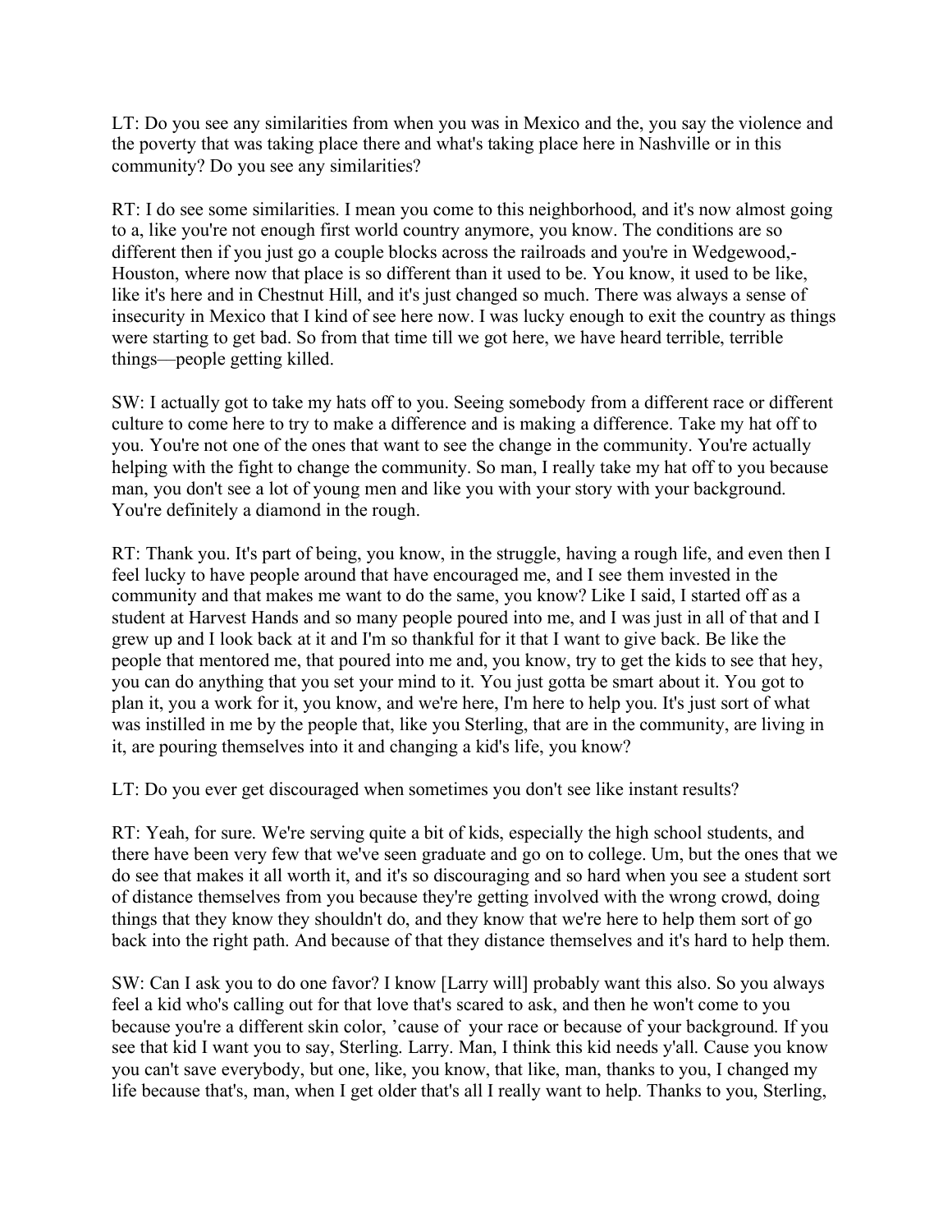LT: Do you see any similarities from when you was in Mexico and the, you say the violence and the poverty that was taking place there and what's taking place here in Nashville or in this community? Do you see any similarities?

RT: I do see some similarities. I mean you come to this neighborhood, and it's now almost going to a, like you're not enough first world country anymore, you know. The conditions are so different then if you just go a couple blocks across the railroads and you're in Wedgewood,-Houston, where now that place is so different than it used to be. You know, it used to be like, like it's here and in Chestnut Hill, and it's just changed so much. There was always a sense of insecurity in Mexico that I kind of see here now. I was lucky enough to exit the country as things were starting to get bad. So from that time till we got here, we have heard terrible, terrible things—people getting killed.

SW: I actually got to take my hats off to you. Seeing somebody from a different race or different culture to come here to try to make a difference and is making a difference. Take my hat off to you. You're not one of the ones that want to see the change in the community. You're actually helping with the fight to change the community. So man, I really take my hat off to you because man, you don't see a lot of young men and like you with your story with your background. You're definitely a diamond in the rough.

RT: Thank you. It's part of being, you know, in the struggle, having a rough life, and even then I feel lucky to have people around that have encouraged me, and I see them invested in the community and that makes me want to do the same, you know? Like I said, I started off as a student at Harvest Hands and so many people poured into me, and I was just in all of that and I grew up and I look back at it and I'm so thankful for it that I want to give back. Be like the people that mentored me, that poured into me and, you know, try to get the kids to see that hey, you can do anything that you set your mind to it. You just gotta be smart about it. You got to plan it, you a work for it, you know, and we're here, I'm here to help you. It's just sort of what was instilled in me by the people that, like you Sterling, that are in the community, are living in it, are pouring themselves into it and changing a kid's life, you know?

LT: Do you ever get discouraged when sometimes you don't see like instant results?

RT: Yeah, for sure. We're serving quite a bit of kids, especially the high school students, and there have been very few that we've seen graduate and go on to college. Um, but the ones that we do see that makes it all worth it, and it's so discouraging and so hard when you see a student sort of distance themselves from you because they're getting involved with the wrong crowd, doing things that they know they shouldn't do, and they know that we're here to help them sort of go back into the right path. And because of that they distance themselves and it's hard to help them.

SW: Can I ask you to do one favor? I know [Larry will] probably want this also. So you always feel a kid who's calling out for that love that's scared to ask, and then he won't come to you because you're a different skin color, 'cause of your race or because of your background. If you see that kid I want you to say, Sterling. Larry. Man, I think this kid needs y'all. Cause you know you can't save everybody, but one, like, you know, that like, man, thanks to you, I changed my life because that's, man, when I get older that's all I really want to help. Thanks to you, Sterling,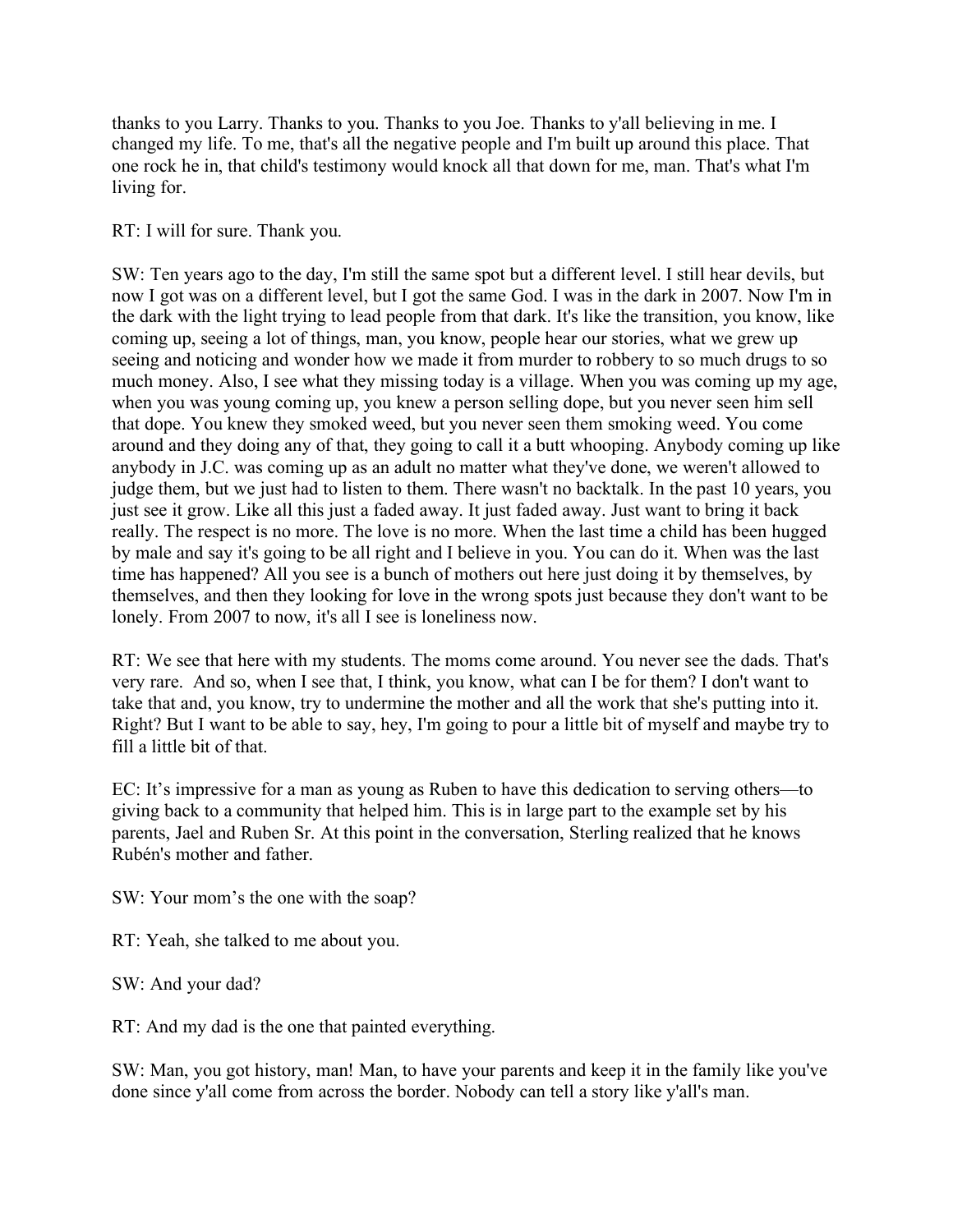thanks to you Larry. Thanks to you. Thanks to you Joe. Thanks to y'all believing in me. I changed my life. To me, that's all the negative people and I'm built up around this place. That one rock he in, that child's testimony would knock all that down for me, man. That's what I'm living for.

RT: I will for sure. Thank you.

SW: Ten years ago to the day, I'm still the same spot but a different level. I still hear devils, but now I got was on a different level, but I got the same God. I was in the dark in 2007. Now I'm in the dark with the light trying to lead people from that dark. It's like the transition, you know, like coming up, seeing a lot of things, man, you know, people hear our stories, what we grew up seeing and noticing and wonder how we made it from murder to robbery to so much drugs to so much money. Also, I see what they missing today is a village. When you was coming up my age, when you was young coming up, you knew a person selling dope, but you never seen him sell that dope. You knew they smoked weed, but you never seen them smoking weed. You come around and they doing any of that, they going to call it a butt whooping. Anybody coming up like anybody in J.C. was coming up as an adult no matter what they've done, we weren't allowed to judge them, but we just had to listen to them. There wasn't no backtalk. In the past 10 years, you just see it grow. Like all this just a faded away. It just faded away. Just want to bring it back really. The respect is no more. The love is no more. When the last time a child has been hugged by male and say it's going to be all right and I believe in you. You can do it. When was the last time has happened? All you see is a bunch of mothers out here just doing it by themselves, by themselves, and then they looking for love in the wrong spots just because they don't want to be lonely. From 2007 to now, it's all I see is loneliness now.

RT: We see that here with my students. The moms come around. You never see the dads. That's very rare. And so, when I see that, I think, you know, what can I be for them? I don't want to take that and, you know, try to undermine the mother and all the work that she's putting into it. Right? But I want to be able to say, hey, I'm going to pour a little bit of myself and maybe try to fill a little bit of that.

EC: It's impressive for a man as young as Ruben to have this dedication to serving others—to giving back to a community that helped him. This is in large part to the example set by his parents, Jael and Ruben Sr. At this point in the conversation, Sterling realized that he knows Rubén's mother and father.

SW: Your mom's the one with the soap?

RT: Yeah, she talked to me about you.

SW: And your dad?

RT: And my dad is the one that painted everything.

SW: Man, you got history, man! Man, to have your parents and keep it in the family like you've done since y'all come from across the border. Nobody can tell a story like y'all's man.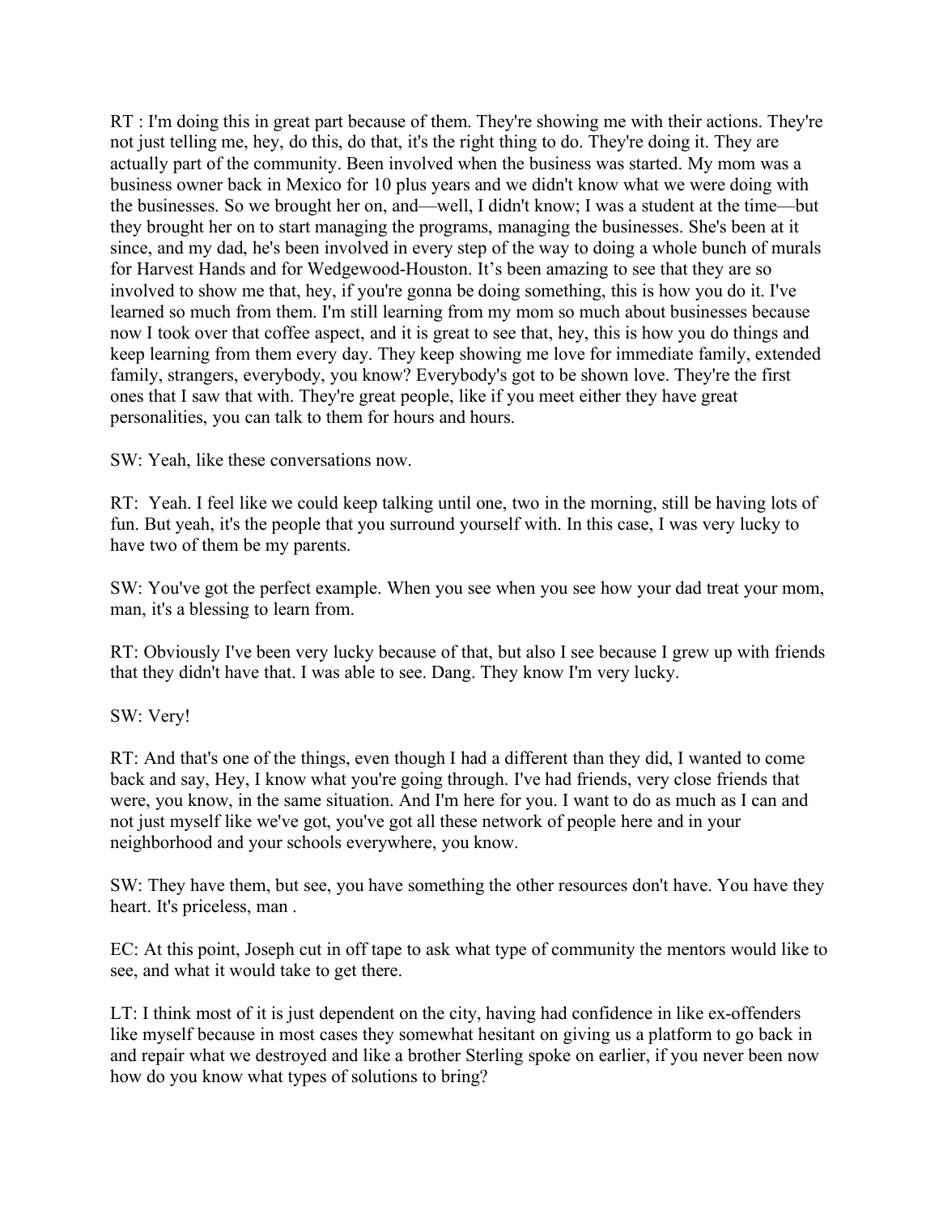RT : I'm doing this in great part because of them. They're showing me with their actions. They're not just telling me, hey, do this, do that, it's the right thing to do. They're doing it. They are actually part of the community. Been involved when the business was started. My mom was a business owner back in Mexico for 10 plus years and we didn't know what we were doing with the businesses. So we brought her on, and—well, I didn't know; I was a student at the time—but they brought her on to start managing the programs, managing the businesses. She's been at it since, and my dad, he's been involved in every step of the way to doing a whole bunch of murals for Harvest Hands and for Wedgewood-Houston. It's been amazing to see that they are so involved to show me that, hey, if you're gonna be doing something, this is how you do it. I've learned so much from them. I'm still learning from my mom so much about businesses because now I took over that coffee aspect, and it is great to see that, hey, this is how you do things and keep learning from them every day. They keep showing me love for immediate family, extended family, strangers, everybody, you know? Everybody's got to be shown love. They're the first ones that I saw that with. They're great people, like if you meet either they have great personalities, you can talk to them for hours and hours.

SW: Yeah, like these conversations now.

RT: Yeah. I feel like we could keep talking until one, two in the morning, still be having lots of fun. But yeah, it's the people that you surround yourself with. In this case, I was very lucky to have two of them be my parents.

SW: You've got the perfect example. When you see when you see how your dad treat your mom, man, it's a blessing to learn from.

RT: Obviously I've been very lucky because of that, but also I see because I grew up with friends that they didn't have that. I was able to see. Dang. They know I'm very lucky.

SW: Very!

RT: And that's one of the things, even though I had a different than they did, I wanted to come back and say, Hey, I know what you're going through. I've had friends, very close friends that were, you know, in the same situation. And I'm here for you. I want to do as much as I can and not just myself like we've got, you've got all these network of people here and in your neighborhood and your schools everywhere, you know.

SW: They have them, but see, you have something the other resources don't have. You have they heart. It's priceless, man .

EC: At this point, Joseph cut in off tape to ask what type of community the mentors would like to see, and what it would take to get there.

LT: I think most of it is just dependent on the city, having had confidence in like ex-offenders like myself because in most cases they somewhat hesitant on giving us a platform to go back in and repair what we destroyed and like a brother Sterling spoke on earlier, if you never been now how do you know what types of solutions to bring?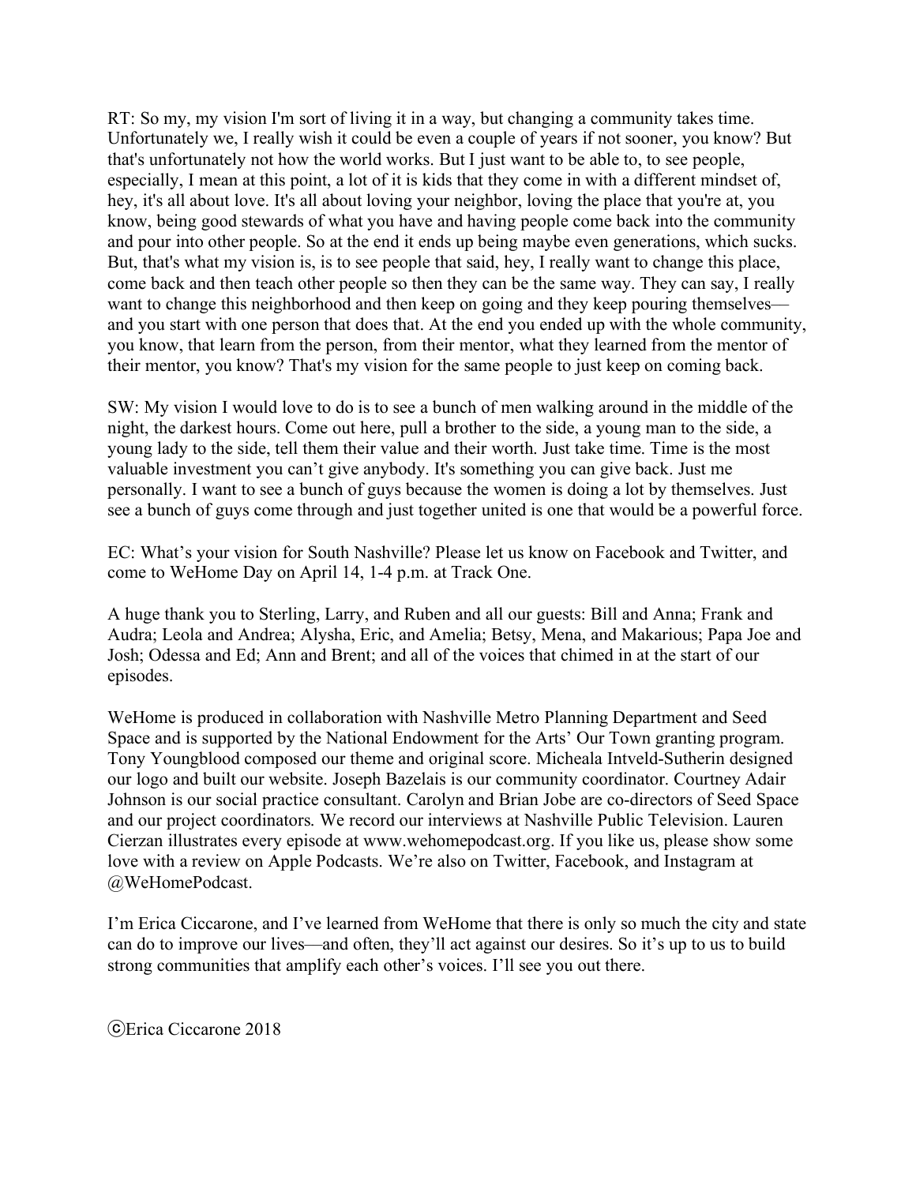RT: So my, my vision I'm sort of living it in a way, but changing a community takes time. Unfortunately we, I really wish it could be even a couple of years if not sooner, you know? But that's unfortunately not how the world works. But I just want to be able to, to see people, especially, I mean at this point, a lot of it is kids that they come in with a different mindset of, hey, it's all about love. It's all about loving your neighbor, loving the place that you're at, you know, being good stewards of what you have and having people come back into the community and pour into other people. So at the end it ends up being maybe even generations, which sucks. But, that's what my vision is, is to see people that said, hey, I really want to change this place, come back and then teach other people so then they can be the same way. They can say, I really want to change this neighborhood and then keep on going and they keep pouring themselves—and you start with one person that does that. At the end you ended up with the whole community, you know, that learn from the person, from their mentor, what they learned from the mentor of their mentor, you know? That's my vision for the same people to just keep on coming back.

SW: My vision I would love to do is to see a bunch of men walking around in the middle of the night, the darkest hours. Come out here, pull a brother to the side, a young man to the side, a young lady to the side, tell them their value and their worth. Just take time. Time is the most valuable investment you can't give anybody. It's something you can give back. Just me personally. I want to see a bunch of guys because the women is doing a lot by themselves. Just see a bunch of guys come through and just together united is one that would be a powerful force.

EC: What's your vision for South Nashville? Please let us know on Facebook and Twitter, and come to WeHome Day on April 14, 1-4 p.m. at Track One.

A huge thank you to Sterling, Larry, and Ruben and all our guests: Bill and Anna; Frank and Audra; Leola and Andrea; Alysha, Eric, and Amelia; Betsy, Mena, and Makarious; Papa Joe and Josh; Odessa and Ed; Ann and Brent; and all of the voices that chimed in at the start of our episodes.

WeHome is produced in collaboration with Nashville Metro Planning Department and Seed Space and is supported by the National Endowment for the Arts' Our Town granting program. Tony Youngblood composed our theme and original score. Micheala Intveld-Sutherin designed our logo and built our website. Joseph Bazelais is our community coordinator. Courtney Adair Johnson is our social practice consultant. Carolyn and Brian Jobe are co-directors of Seed Space and our project coordinators. We record our interviews at Nashville Public Television. Lauren Cierzan illustrates every episode at www.wehomepodcast.org. If you like us, please show some love with a review on Apple Podcasts. We're also on Twitter, Facebook, and Instagram at @WeHomePodcast.

I'm Erica Ciccarone, and I've learned from WeHome that there is only so much the city and state can do to improve our lives—and often, they'll act against our desires. So it's up to us to build strong communities that amplify each other's voices. I'll see you out there.

ⓒErica Ciccarone 2018